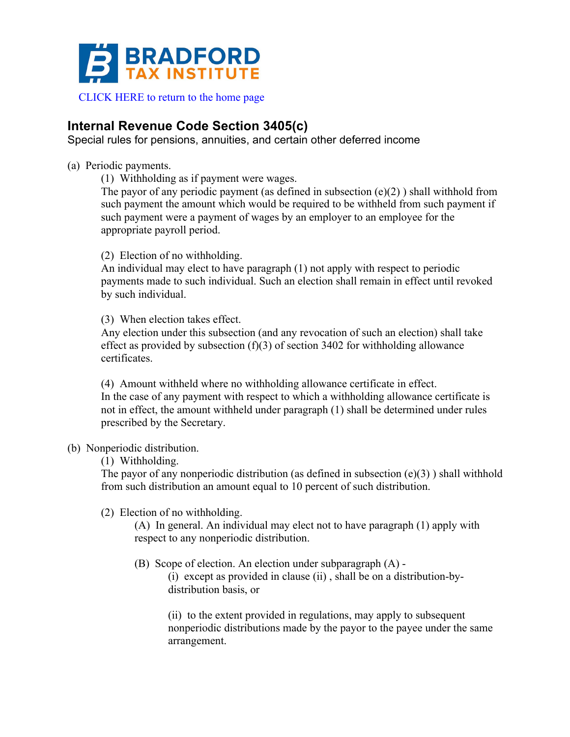BRADFORD TAX INSTITUTE

CLICK HERE to return to the home page

## Internal Revenue Code Section 3405(c)

Special rules for pensions, annuities, and certain other deferred income

(a) Periodic payments.

(1) Withholding as if payment were wages.

The payor of any periodic payment (as defined in subsection (e)(2) ) shall withhold from such payment the amount which would be required to be withheld from such payment if such payment were a payment of wages by an employer to an employee for the appropriate payroll period.

(2) Election of no withholding.

An individual may elect to have paragraph (1) not apply with respect to periodic payments made to such individual. Such an election shall remain in effect until revoked by such individual.

(3) When election takes effect.

Any election under this subsection (and any revocation of such an election) shall take effect as provided by subsection (f)(3) of section 3402 for withholding allowance certificates.

(4) Amount withheld where no withholding allowance certificate in effect.

In the case of any payment with respect to which a withholding allowance certificate is not in effect, the amount withheld under paragraph (1) shall be determined under rules prescribed by the Secretary.

(b) Nonperiodic distribution.

(1) Withholding.

The payor of any nonperiodic distribution (as defined in subsection (e)(3) ) shall withhold from such distribution an amount equal to 10 percent of such distribution.

(2) Election of no withholding.

(A) In general. An individual may elect not to have paragraph (1) apply with respect to any nonperiodic distribution.

(B) Scope of election. An election under subparagraph (A) -

(i) except as provided in clause (ii) , shall be on a distribution-by-distribution basis, or

(ii) to the extent provided in regulations, may apply to subsequent nonperiodic distributions made by the payor to the payee under the same arrangement.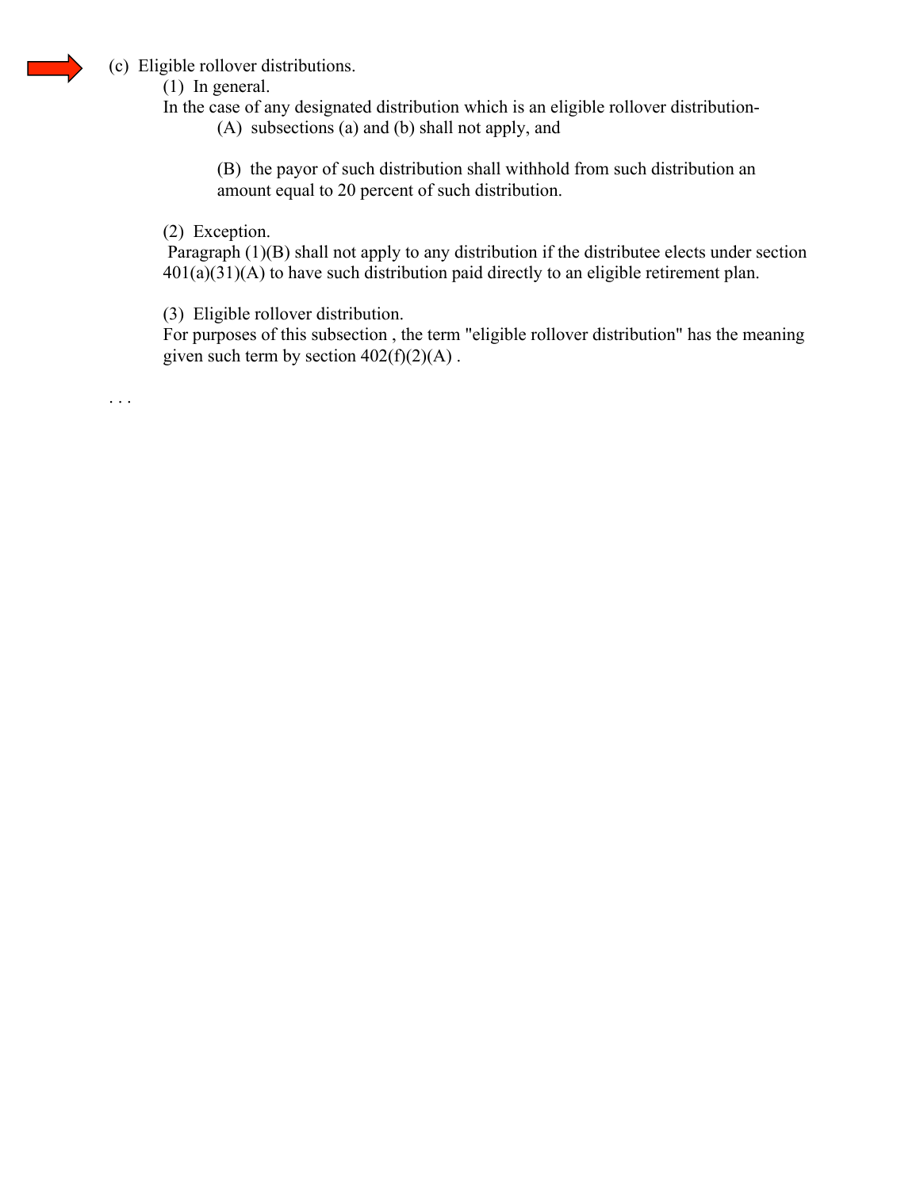(c) Eligible rollover distributions.

(1) In general.

In the case of any designated distribution which is an eligible rollover distribution-

(A) subsections (a) and (b) shall not apply, and

(B) the payor of such distribution shall withhold from such distribution an amount equal to 20 percent of such distribution.

(2) Exception.

Paragraph (1)(B) shall not apply to any distribution if the distributee elects under section 401(a)(31)(A) to have such distribution paid directly to an eligible retirement plan.

(3) Eligible rollover distribution.

For purposes of this subsection , the term "eligible rollover distribution" has the meaning given such term by section 402(f)(2)(A) .

. . .